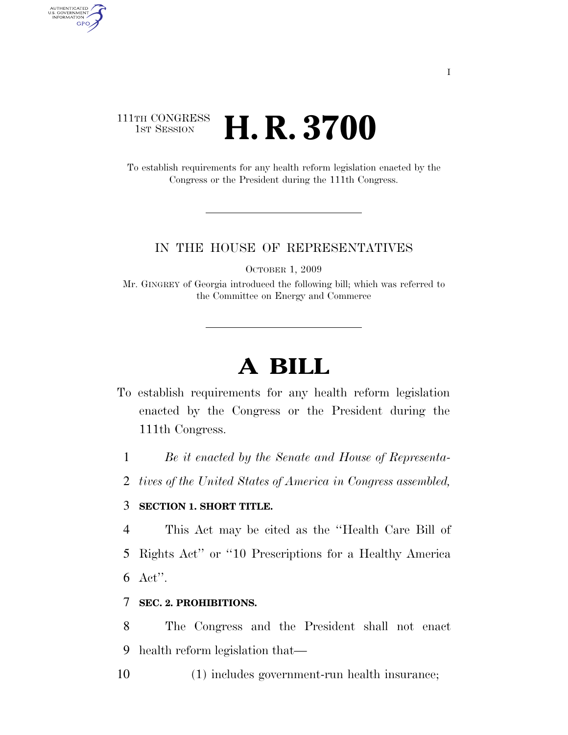111TH CONGRESS
1ST SESSION

# H. R. 3700

To establish requirements for any health reform legislation enacted by the Congress or the President during the 111th Congress.

IN THE HOUSE OF REPRESENTATIVES

OCTOBER 1, 2009

Mr. GINGREY of Georgia introduced the following bill; which was referred to the Committee on Energy and Commerce

# A BILL

To establish requirements for any health reform legislation enacted by the Congress or the President during the 111th Congress.

*Be it enacted by the Senate and House of Representatives of the United States of America in Congress assembled,*

**SECTION 1. SHORT TITLE.**

This Act may be cited as the "Health Care Bill of Rights Act" or "10 Prescriptions for a Healthy America Act".

**SEC. 2. PROHIBITIONS.**

The Congress and the President shall not enact health reform legislation that—

(1) includes government-run health insurance;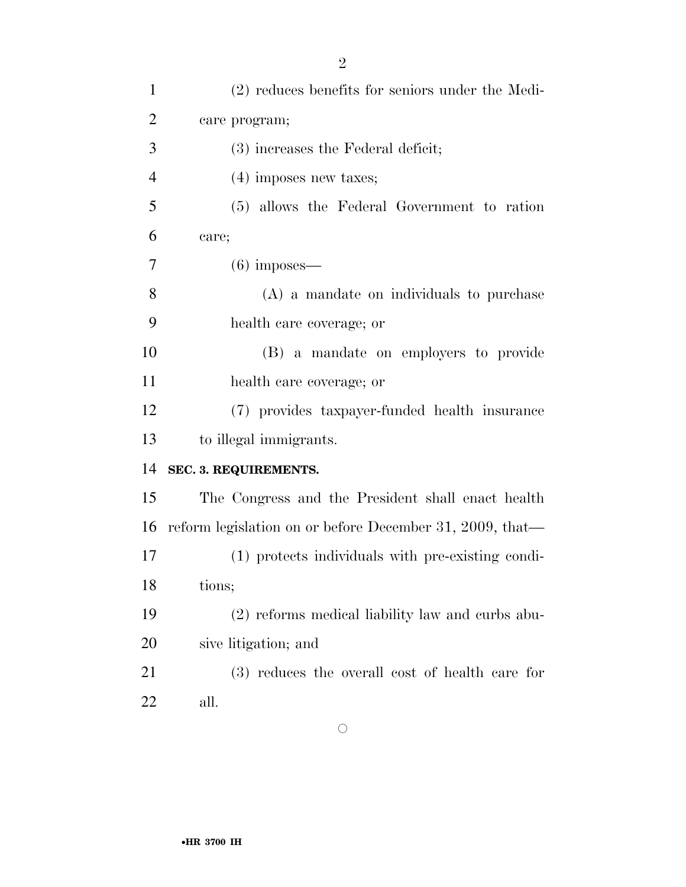(2) reduces benefits for seniors under the Medicare program;

(3) increases the Federal deficit;

(4) imposes new taxes;

(5) allows the Federal Government to ration care;

(6) imposes—

(A) a mandate on individuals to purchase health care coverage; or

(B) a mandate on employers to provide health care coverage; or

(7) provides taxpayer-funded health insurance to illegal immigrants.

**SEC. 3. REQUIREMENTS.**

The Congress and the President shall enact health reform legislation on or before December 31, 2009, that—

(1) protects individuals with pre-existing conditions;

(2) reforms medical liability law and curbs abusive litigation; and

(3) reduces the overall cost of health care for all.

○